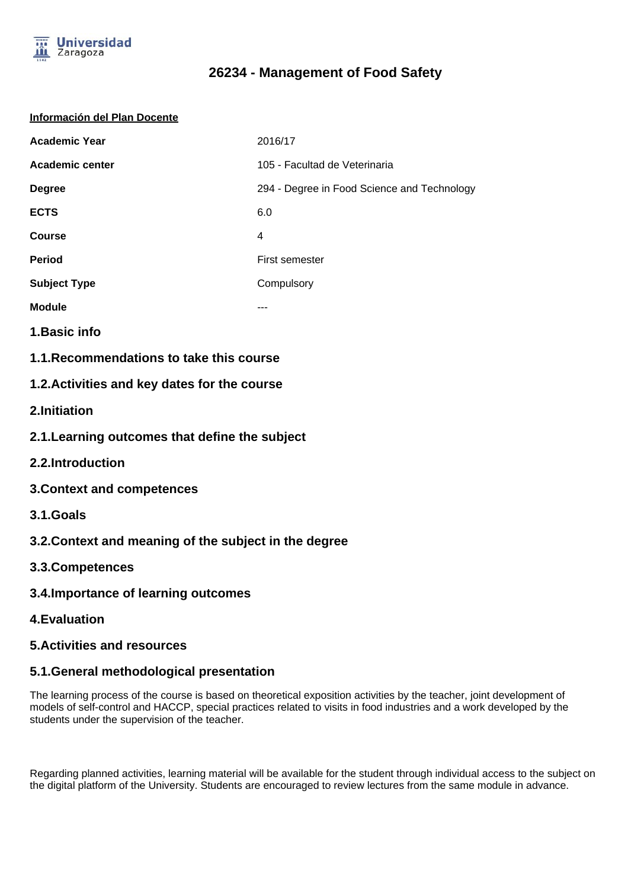# 26234 - Management of Food Safety

**Información del Plan Docente**

| | |
|---|---|
| **Academic Year** | 2016/17 |
| **Academic center** | 105 - Facultad de Veterinaria |
| **Degree** | 294 - Degree in Food Science and Technology |
| **ECTS** | 6.0 |
| **Course** | 4 |
| **Period** | First semester |
| **Subject Type** | Compulsory |
| **Module** | --- |

## 1.Basic info

### 1.1.Recommendations to take this course

### 1.2.Activities and key dates for the course

## 2.Initiation

### 2.1.Learning outcomes that define the subject

### 2.2.Introduction

## 3.Context and competences

### 3.1.Goals

### 3.2.Context and meaning of the subject in the degree

### 3.3.Competences

### 3.4.Importance of learning outcomes

## 4.Evaluation

## 5.Activities and resources

### 5.1.General methodological presentation

The learning process of the course is based on theoretical exposition activities by the teacher, joint development of models of self-control and HACCP, special practices related to visits in food industries and a work developed by the students under the supervision of the teacher.

Regarding planned activities, learning material will be available for the student through individual access to the subject on the digital platform of the University. Students are encouraged to review lectures from the same module in advance.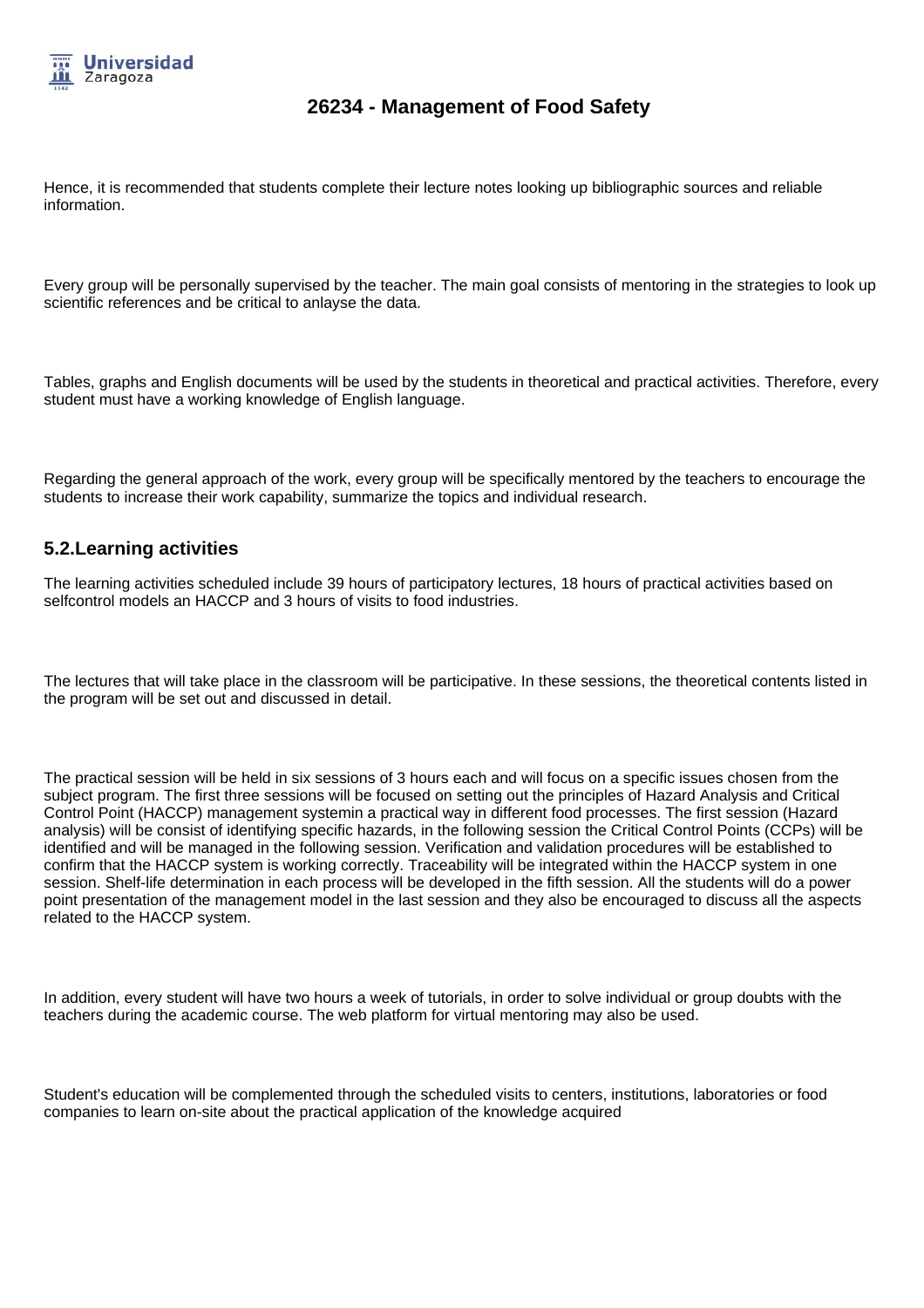Hence, it is recommended that students complete their lecture notes looking up bibliographic sources and reliable information.

Every group will be personally supervised by the teacher. The main goal consists of mentoring in the strategies to look up scientific references and be critical to anlayse the data.

Tables, graphs and English documents will be used by the students in theoretical and practical activities. Therefore, every student must have a working knowledge of English language.

Regarding the general approach of the work, every group will be specifically mentored by the teachers to encourage the students to increase their work capability, summarize the topics and individual research.

## 5.2.Learning activities

The learning activities scheduled include 39 hours of participatory lectures, 18 hours of practical activities based on selfcontrol models an HACCP and 3 hours of visits to food industries.

The lectures that will take place in the classroom will be participative. In these sessions, the theoretical contents listed in the program will be set out and discussed in detail.

The practical session will be held in six sessions of 3 hours each and will focus on a specific issues chosen from the subject program. The first three sessions will be focused on setting out the principles of Hazard Analysis and Critical Control Point (HACCP) management systemin a practical way in different food processes. The first session (Hazard analysis) will be consist of identifying specific hazards, in the following session the Critical Control Points (CCPs) will be identified and will be managed in the following session. Verification and validation procedures will be established to confirm that the HACCP system is working correctly. Traceability will be integrated within the HACCP system in one session. Shelf-life determination in each process will be developed in the fifth session. All the students will do a power point presentation of the management model in the last session and they also be encouraged to discuss all the aspects related to the HACCP system.

In addition, every student will have two hours a week of tutorials, in order to solve individual or group doubts with the teachers during the academic course. The web platform for virtual mentoring may also be used.

Student's education will be complemented through the scheduled visits to centers, institutions, laboratories or food companies to learn on-site about the practical application of the knowledge acquired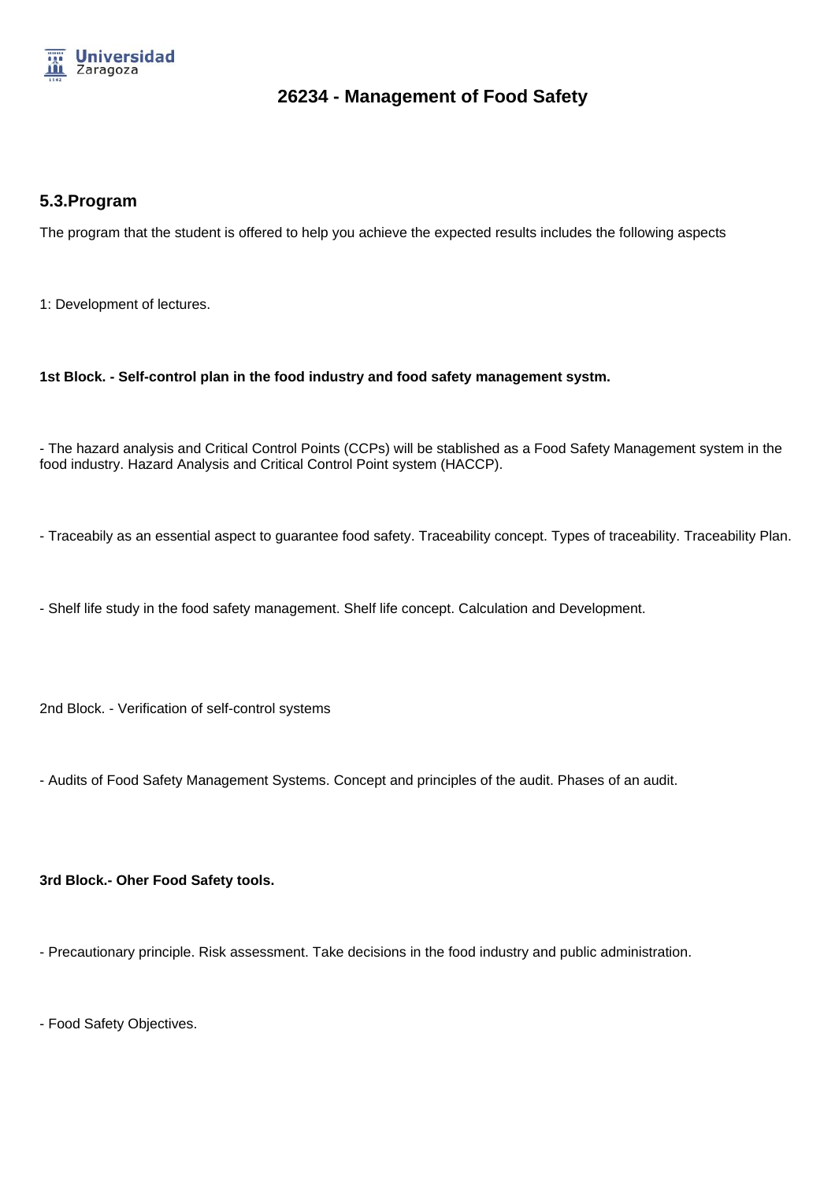# 26234 - Management of Food Safety

## 5.3.Program

The program that the student is offered to help you achieve the expected results includes the following aspects

1: Development of lectures.

**1st Block. - Self-control plan in the food industry and food safety management systm.**

- The hazard analysis and Critical Control Points (CCPs) will be stablished as a Food Safety Management system in the food industry. Hazard Analysis and Critical Control Point system (HACCP).

- Traceabily as an essential aspect to guarantee food safety. Traceability concept. Types of traceability. Traceability Plan.

- Shelf life study in the food safety management. Shelf life concept. Calculation and Development.

2nd Block. - Verification of self-control systems

- Audits of Food Safety Management Systems. Concept and principles of the audit. Phases of an audit.

**3rd Block.- Oher Food Safety tools.**

- Precautionary principle. Risk assessment. Take decisions in the food industry and public administration.

- Food Safety Objectives.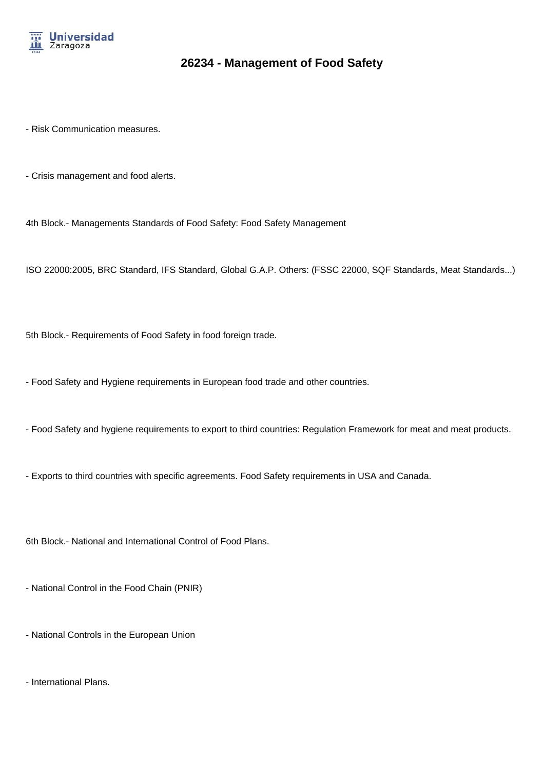- Risk Communication measures.

- Crisis management and food alerts.

4th Block.- Managements Standards of Food Safety: Food Safety Management

ISO 22000:2005, BRC Standard, IFS Standard, Global G.A.P. Others: (FSSC 22000, SQF Standards, Meat Standards...)

5th Block.- Requirements of Food Safety in food foreign trade.

- Food Safety and Hygiene requirements in European food trade and other countries.

- Food Safety and hygiene requirements to export to third countries: Regulation Framework for meat and meat products.

- Exports to third countries with specific agreements. Food Safety requirements in USA and Canada.

6th Block.- National and International Control of Food Plans.

- National Control in the Food Chain (PNIR)

- National Controls in the European Union

- International Plans.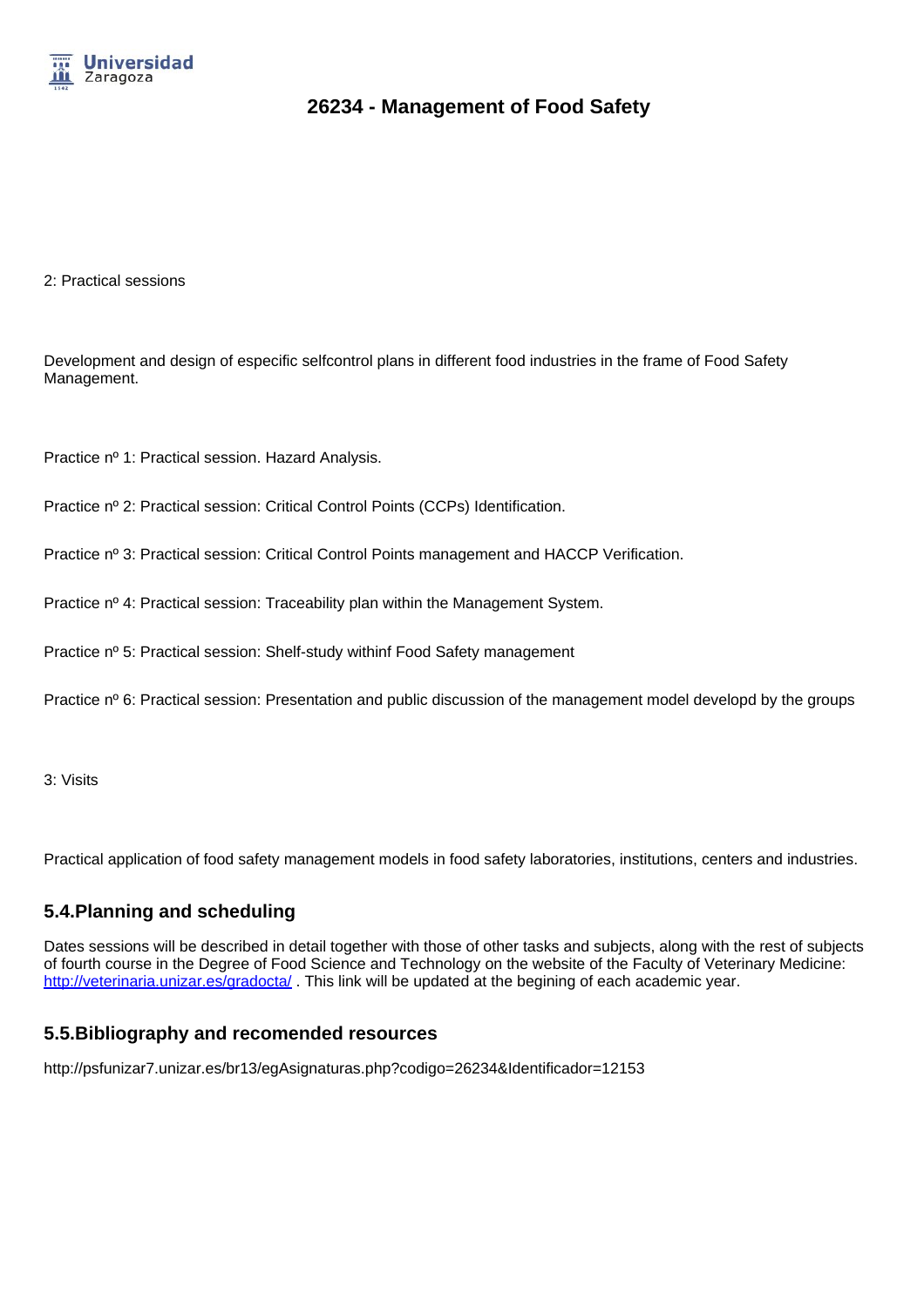2: Practical sessions

Development and design of especific selfcontrol plans in different food industries in the frame of Food Safety Management.

Practice nº 1: Practical session. Hazard Analysis.

Practice nº 2: Practical session: Critical Control Points (CCPs) Identification.

Practice nº 3: Practical session: Critical Control Points management and HACCP Verification.

Practice nº 4: Practical session: Traceability plan within the Management System.

Practice nº 5: Practical session: Shelf-study withinf Food Safety management

Practice nº 6: Practical session: Presentation and public discussion of the management model developd by the groups

3: Visits

Practical application of food safety management models in food safety laboratories, institutions, centers and industries.

## 5.4.Planning and scheduling

Dates sessions will be described in detail together with those of other tasks and subjects, along with the rest of subjects of fourth course in the Degree of Food Science and Technology on the website of the Faculty of Veterinary Medicine: http://veterinaria.unizar.es/gradocta/ . This link will be updated at the begining of each academic year.

## 5.5.Bibliography and recomended resources

http://psfunizar7.unizar.es/br13/egAsignaturas.php?codigo=26234&Identificador=12153